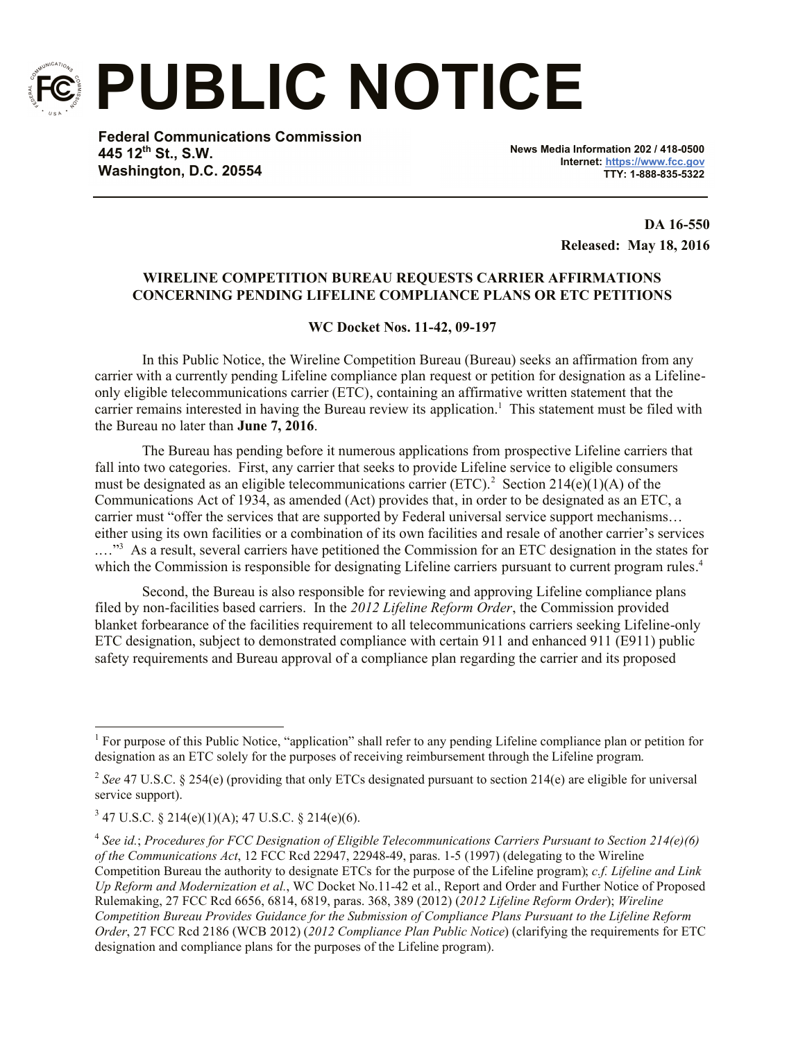# PUBLIC NOTICE

**Federal Communications Commission**
**445 12th St., S.W.**
**Washington, D.C. 20554**

**News Media Information 202 / 418-0500**
**Internet: https://www.fcc.gov**
**TTY: 1-888-835-5322**

**DA 16-550**
**Released: May 18, 2016**

**WIRELINE COMPETITION BUREAU REQUESTS CARRIER AFFIRMATIONS CONCERNING PENDING LIFELINE COMPLIANCE PLANS OR ETC PETITIONS**

**WC Docket Nos. 11-42, 09-197**

In this Public Notice, the Wireline Competition Bureau (Bureau) seeks an affirmation from any carrier with a currently pending Lifeline compliance plan request or petition for designation as a Lifeline-only eligible telecommunications carrier (ETC), containing an affirmative written statement that the carrier remains interested in having the Bureau review its application.[1] This statement must be filed with the Bureau no later than **June 7, 2016**.

The Bureau has pending before it numerous applications from prospective Lifeline carriers that fall into two categories. First, any carrier that seeks to provide Lifeline service to eligible consumers must be designated as an eligible telecommunications carrier (ETC).[2] Section 214(e)(1)(A) of the Communications Act of 1934, as amended (Act) provides that, in order to be designated as an ETC, a carrier must "offer the services that are supported by Federal universal service support mechanisms… either using its own facilities or a combination of its own facilities and resale of another carrier's services …."[3] As a result, several carriers have petitioned the Commission for an ETC designation in the states for which the Commission is responsible for designating Lifeline carriers pursuant to current program rules.[4]

Second, the Bureau is also responsible for reviewing and approving Lifeline compliance plans filed by non-facilities based carriers. In the *2012 Lifeline Reform Order*, the Commission provided blanket forbearance of the facilities requirement to all telecommunications carriers seeking Lifeline-only ETC designation, subject to demonstrated compliance with certain 911 and enhanced 911 (E911) public safety requirements and Bureau approval of a compliance plan regarding the carrier and its proposed

---

[1] For purpose of this Public Notice, "application" shall refer to any pending Lifeline compliance plan or petition for designation as an ETC solely for the purposes of receiving reimbursement through the Lifeline program.

[2] *See* 47 U.S.C. § 254(e) (providing that only ETCs designated pursuant to section 214(e) are eligible for universal service support).

[3] 47 U.S.C. § 214(e)(1)(A); 47 U.S.C. § 214(e)(6).

[4] *See id.*; *Procedures for FCC Designation of Eligible Telecommunications Carriers Pursuant to Section 214(e)(6) of the Communications Act*, 12 FCC Rcd 22947, 22948-49, paras. 1-5 (1997) (delegating to the Wireline Competition Bureau the authority to designate ETCs for the purpose of the Lifeline program); *c.f. Lifeline and Link Up Reform and Modernization et al.*, WC Docket No.11-42 et al., Report and Order and Further Notice of Proposed Rulemaking, 27 FCC Rcd 6656, 6814, 6819, paras. 368, 389 (2012) (*2012 Lifeline Reform Order*); *Wireline Competition Bureau Provides Guidance for the Submission of Compliance Plans Pursuant to the Lifeline Reform Order*, 27 FCC Rcd 2186 (WCB 2012) (*2012 Compliance Plan Public Notice*) (clarifying the requirements for ETC designation and compliance plans for the purposes of the Lifeline program).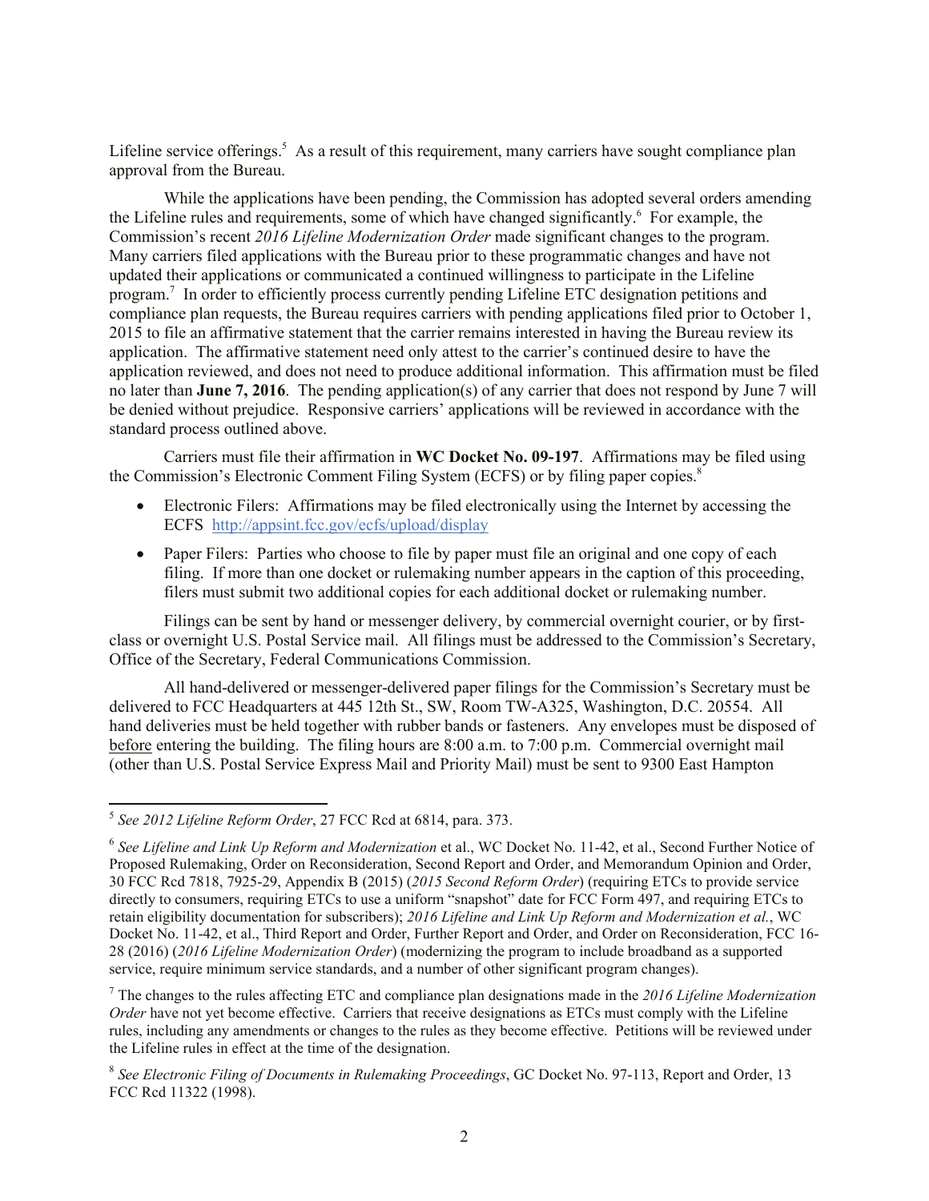Lifeline service offerings.[5] As a result of this requirement, many carriers have sought compliance plan approval from the Bureau.

While the applications have been pending, the Commission has adopted several orders amending the Lifeline rules and requirements, some of which have changed significantly.[6] For example, the Commission's recent *2016 Lifeline Modernization Order* made significant changes to the program. Many carriers filed applications with the Bureau prior to these programmatic changes and have not updated their applications or communicated a continued willingness to participate in the Lifeline program.[7] In order to efficiently process currently pending Lifeline ETC designation petitions and compliance plan requests, the Bureau requires carriers with pending applications filed prior to October 1, 2015 to file an affirmative statement that the carrier remains interested in having the Bureau review its application. The affirmative statement need only attest to the carrier's continued desire to have the application reviewed, and does not need to produce additional information. This affirmation must be filed no later than **June 7, 2016**. The pending application(s) of any carrier that does not respond by June 7 will be denied without prejudice. Responsive carriers' applications will be reviewed in accordance with the standard process outlined above.

Carriers must file their affirmation in **WC Docket No. 09-197**. Affirmations may be filed using the Commission's Electronic Comment Filing System (ECFS) or by filing paper copies.[8]

- Electronic Filers: Affirmations may be filed electronically using the Internet by accessing the ECFS http://appsint.fcc.gov/ecfs/upload/display
- Paper Filers: Parties who choose to file by paper must file an original and one copy of each filing. If more than one docket or rulemaking number appears in the caption of this proceeding, filers must submit two additional copies for each additional docket or rulemaking number.

Filings can be sent by hand or messenger delivery, by commercial overnight courier, or by first-class or overnight U.S. Postal Service mail. All filings must be addressed to the Commission's Secretary, Office of the Secretary, Federal Communications Commission.

All hand-delivered or messenger-delivered paper filings for the Commission's Secretary must be delivered to FCC Headquarters at 445 12th St., SW, Room TW-A325, Washington, D.C. 20554. All hand deliveries must be held together with rubber bands or fasteners. Any envelopes must be disposed of before entering the building. The filing hours are 8:00 a.m. to 7:00 p.m. Commercial overnight mail (other than U.S. Postal Service Express Mail and Priority Mail) must be sent to 9300 East Hampton

---

[5] *See 2012 Lifeline Reform Order*, 27 FCC Rcd at 6814, para. 373.

[6] *See Lifeline and Link Up Reform and Modernization* et al., WC Docket No. 11-42, et al., Second Further Notice of Proposed Rulemaking, Order on Reconsideration, Second Report and Order, and Memorandum Opinion and Order, 30 FCC Rcd 7818, 7925-29, Appendix B (2015) (*2015 Second Reform Order*) (requiring ETCs to provide service directly to consumers, requiring ETCs to use a uniform "snapshot" date for FCC Form 497, and requiring ETCs to retain eligibility documentation for subscribers); *2016 Lifeline and Link Up Reform and Modernization et al.*, WC Docket No. 11-42, et al., Third Report and Order, Further Report and Order, and Order on Reconsideration, FCC 16-28 (2016) (*2016 Lifeline Modernization Order*) (modernizing the program to include broadband as a supported service, require minimum service standards, and a number of other significant program changes).

[7] The changes to the rules affecting ETC and compliance plan designations made in the *2016 Lifeline Modernization Order* have not yet become effective. Carriers that receive designations as ETCs must comply with the Lifeline rules, including any amendments or changes to the rules as they become effective. Petitions will be reviewed under the Lifeline rules in effect at the time of the designation.

[8] *See Electronic Filing of Documents in Rulemaking Proceedings*, GC Docket No. 97-113, Report and Order, 13 FCC Rcd 11322 (1998).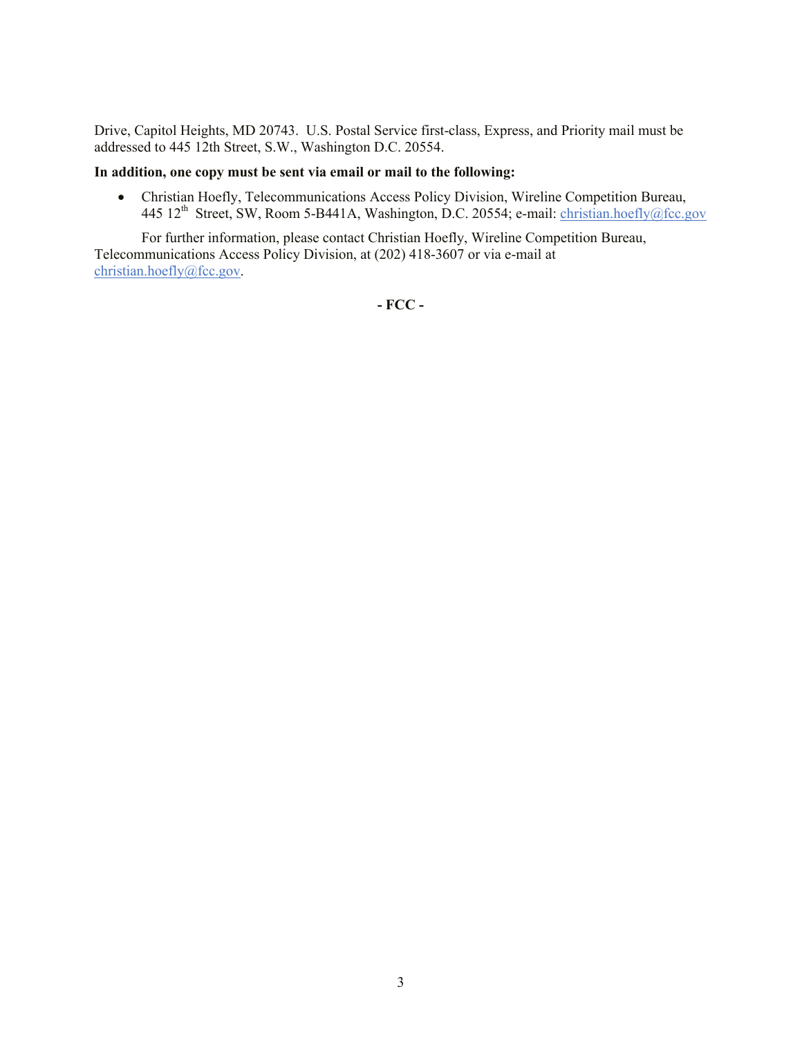Drive, Capitol Heights, MD 20743. U.S. Postal Service first-class, Express, and Priority mail must be addressed to 445 12th Street, S.W., Washington D.C. 20554.

**In addition, one copy must be sent via email or mail to the following:**

- Christian Hoefly, Telecommunications Access Policy Division, Wireline Competition Bureau, 445 12th Street, SW, Room 5-B441A, Washington, D.C. 20554; e-mail: christian.hoefly@fcc.gov

For further information, please contact Christian Hoefly, Wireline Competition Bureau, Telecommunications Access Policy Division, at (202) 418-3607 or via e-mail at christian.hoefly@fcc.gov.

**- FCC -**